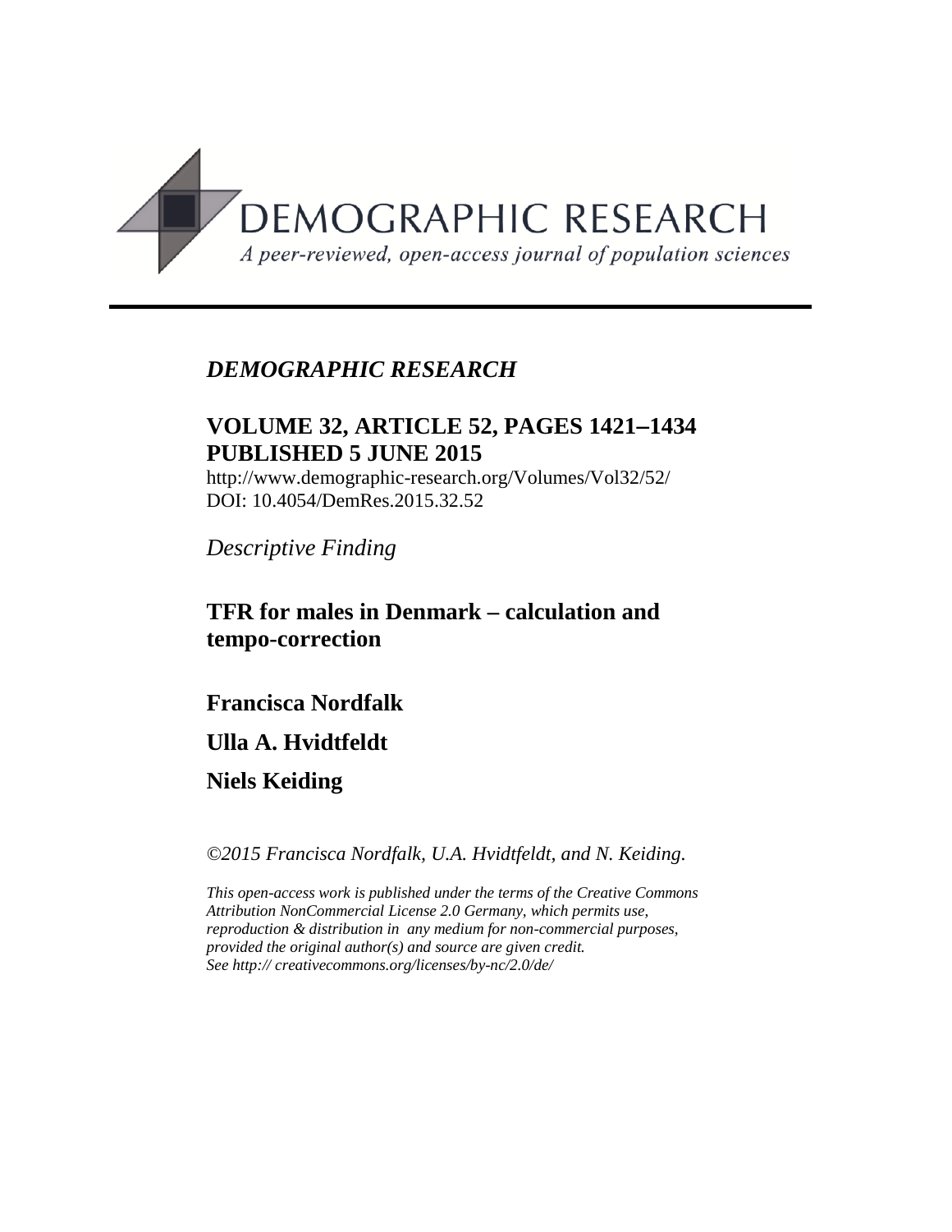DEMOGRAPHIC RESEARCH

*A peer-reviewed, open-access journal of population sciences*

---

*DEMOGRAPHIC RESEARCH*

**VOLUME 32, ARTICLE 52, PAGES 1421‒1434**
**PUBLISHED 5 JUNE 2015**

http://www.demographic-research.org/Volumes/Vol32/52/
DOI: 10.4054/DemRes.2015.32.52

*Descriptive Finding*

# TFR for males in Denmark – calculation and tempo-correction

**Francisca Nordfalk**

**Ulla A. Hvidtfeldt**

**Niels Keiding**

*©2015 Francisca Nordfalk, U.A. Hvidtfeldt, and N. Keiding.*

*This open-access work is published under the terms of the Creative Commons Attribution NonCommercial License 2.0 Germany, which permits use, reproduction & distribution in any medium for non-commercial purposes, provided the original author(s) and source are given credit.*
*See http:// creativecommons.org/licenses/by-nc/2.0/de/*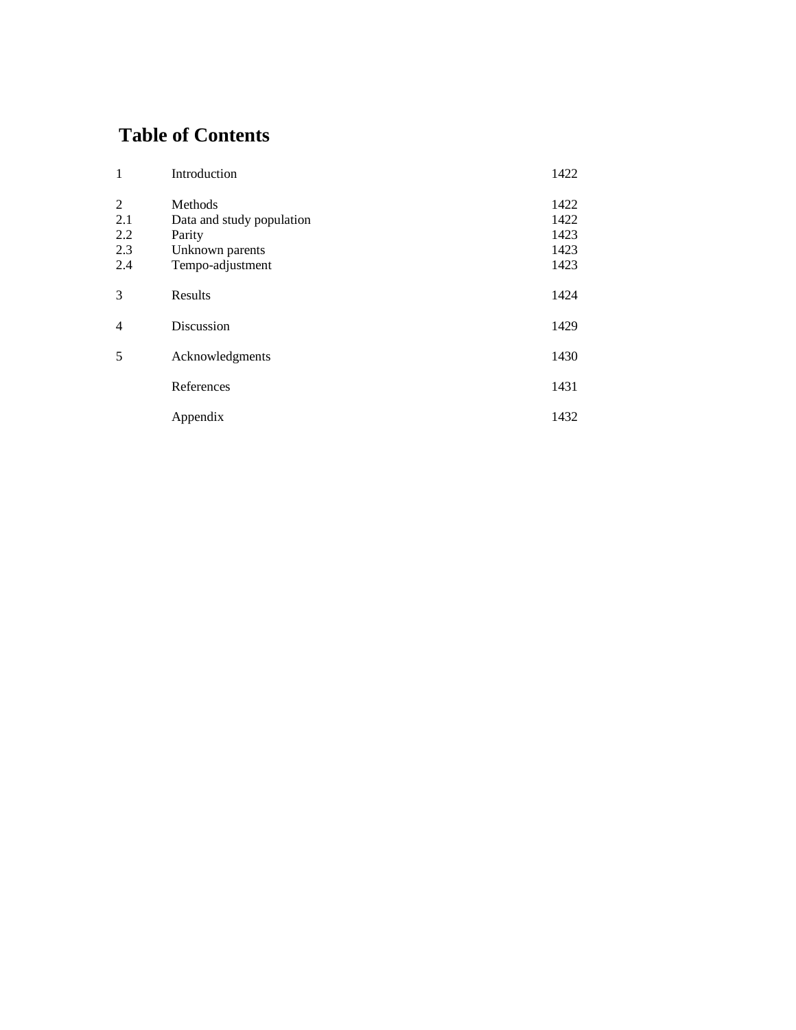# Table of Contents

| | | |
|---|---|---|
| 1 | Introduction | 1422 |
| 2 | Methods | 1422 |
| 2.1 | Data and study population | 1422 |
| 2.2 | Parity | 1423 |
| 2.3 | Unknown parents | 1423 |
| 2.4 | Tempo-adjustment | 1423 |
| 3 | Results | 1424 |
| 4 | Discussion | 1429 |
| 5 | Acknowledgments | 1430 |
| | References | 1431 |
| | Appendix | 1432 |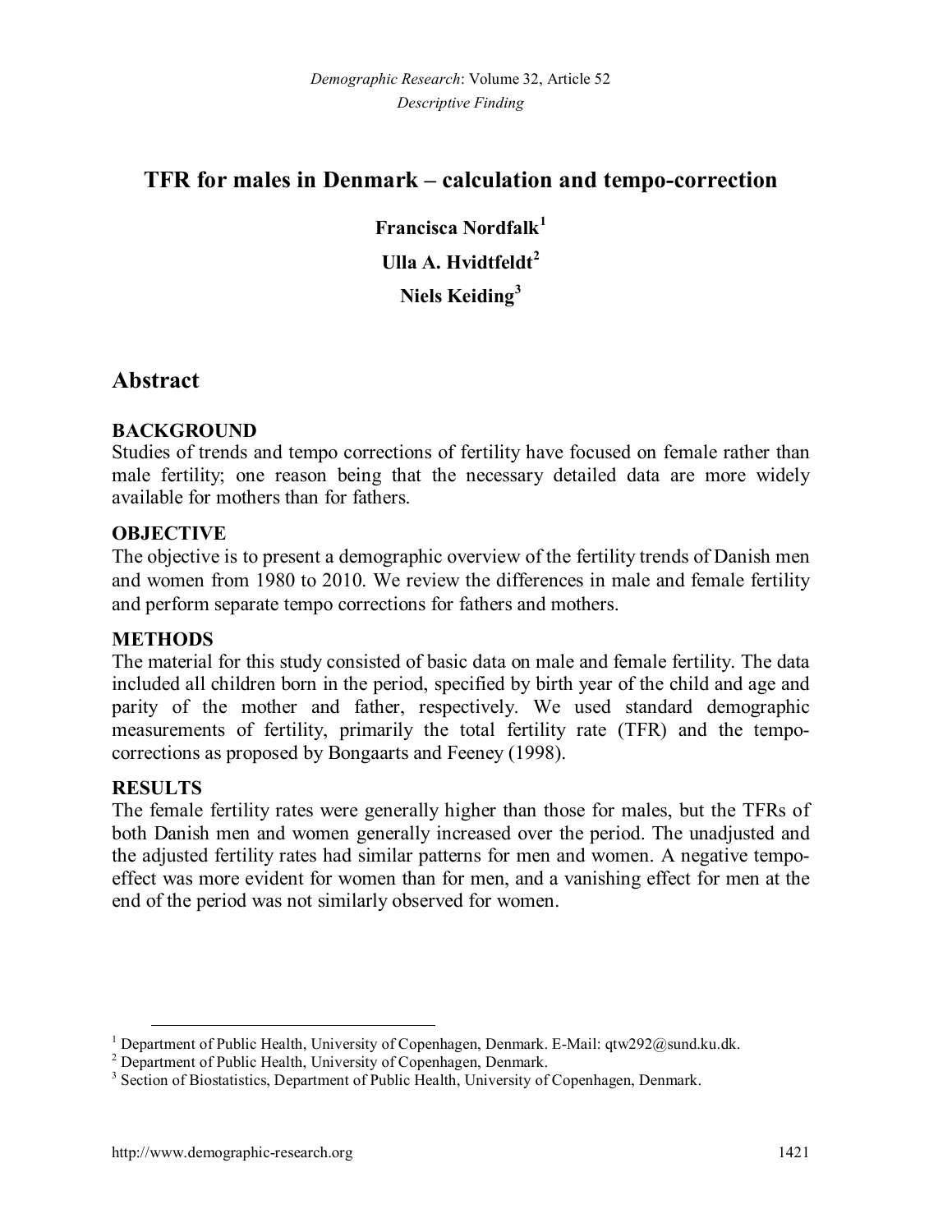# TFR for males in Denmark – calculation and tempo-correction

**Francisca Nordfalk**[1]

**Ulla A. Hvidtfeldt**[2]

**Niels Keiding**[3]

## Abstract

### BACKGROUND

Studies of trends and tempo corrections of fertility have focused on female rather than male fertility; one reason being that the necessary detailed data are more widely available for mothers than for fathers.

### OBJECTIVE

The objective is to present a demographic overview of the fertility trends of Danish men and women from 1980 to 2010. We review the differences in male and female fertility and perform separate tempo corrections for fathers and mothers.

### METHODS

The material for this study consisted of basic data on male and female fertility. The data included all children born in the period, specified by birth year of the child and age and parity of the mother and father, respectively. We used standard demographic measurements of fertility, primarily the total fertility rate (TFR) and the tempo-corrections as proposed by Bongaarts and Feeney (1998).

### RESULTS

The female fertility rates were generally higher than those for males, but the TFRs of both Danish men and women generally increased over the period. The unadjusted and the adjusted fertility rates had similar patterns for men and women. A negative tempo-effect was more evident for women than for men, and a vanishing effect for men at the end of the period was not similarly observed for women.

---

[1] Department of Public Health, University of Copenhagen, Denmark. E-Mail: qtw292@sund.ku.dk.

[2] Department of Public Health, University of Copenhagen, Denmark.

[3] Section of Biostatistics, Department of Public Health, University of Copenhagen, Denmark.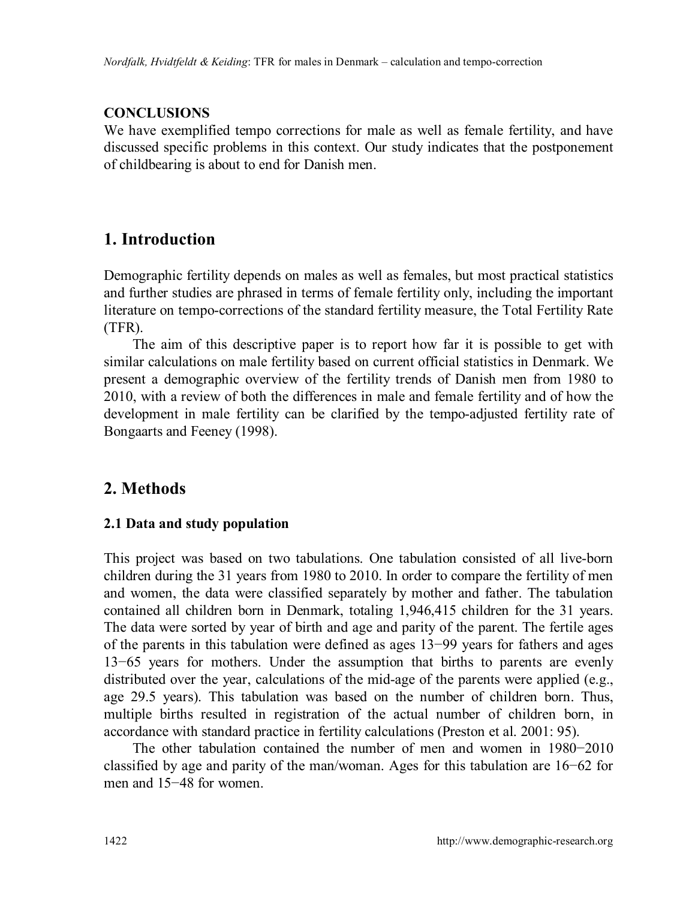**CONCLUSIONS**

We have exemplified tempo corrections for male as well as female fertility, and have discussed specific problems in this context. Our study indicates that the postponement of childbearing is about to end for Danish men.

## 1. Introduction

Demographic fertility depends on males as well as females, but most practical statistics and further studies are phrased in terms of female fertility only, including the important literature on tempo-corrections of the standard fertility measure, the Total Fertility Rate (TFR).

The aim of this descriptive paper is to report how far it is possible to get with similar calculations on male fertility based on current official statistics in Denmark. We present a demographic overview of the fertility trends of Danish men from 1980 to 2010, with a review of both the differences in male and female fertility and of how the development in male fertility can be clarified by the tempo-adjusted fertility rate of Bongaarts and Feeney (1998).

## 2. Methods

### 2.1 Data and study population

This project was based on two tabulations. One tabulation consisted of all live-born children during the 31 years from 1980 to 2010. In order to compare the fertility of men and women, the data were classified separately by mother and father. The tabulation contained all children born in Denmark, totaling 1,946,415 children for the 31 years. The data were sorted by year of birth and age and parity of the parent. The fertile ages of the parents in this tabulation were defined as ages 13−99 years for fathers and ages 13−65 years for mothers. Under the assumption that births to parents are evenly distributed over the year, calculations of the mid-age of the parents were applied (e.g., age 29.5 years). This tabulation was based on the number of children born. Thus, multiple births resulted in registration of the actual number of children born, in accordance with standard practice in fertility calculations (Preston et al. 2001: 95).

The other tabulation contained the number of men and women in 1980−2010 classified by age and parity of the man/woman. Ages for this tabulation are 16−62 for men and 15−48 for women.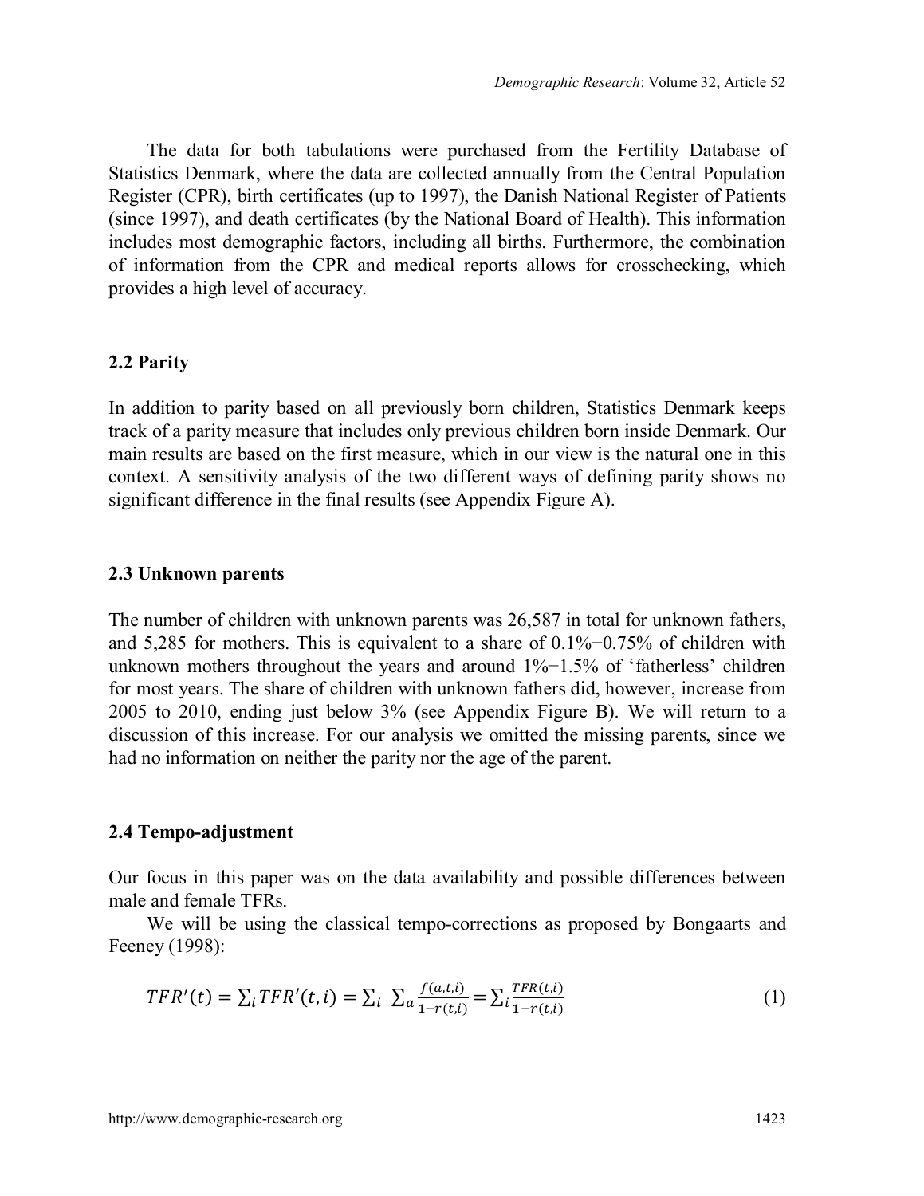The data for both tabulations were purchased from the Fertility Database of Statistics Denmark, where the data are collected annually from the Central Population Register (CPR), birth certificates (up to 1997), the Danish National Register of Patients (since 1997), and death certificates (by the National Board of Health). This information includes most demographic factors, including all births. Furthermore, the combination of information from the CPR and medical reports allows for crosschecking, which provides a high level of accuracy.

### 2.2 Parity

In addition to parity based on all previously born children, Statistics Denmark keeps track of a parity measure that includes only previous children born inside Denmark. Our main results are based on the first measure, which in our view is the natural one in this context. A sensitivity analysis of the two different ways of defining parity shows no significant difference in the final results (see Appendix Figure A).

### 2.3 Unknown parents

The number of children with unknown parents was 26,587 in total for unknown fathers, and 5,285 for mothers. This is equivalent to a share of 0.1%−0.75% of children with unknown mothers throughout the years and around 1%−1.5% of 'fatherless' children for most years. The share of children with unknown fathers did, however, increase from 2005 to 2010, ending just below 3% (see Appendix Figure B). We will return to a discussion of this increase. For our analysis we omitted the missing parents, since we had no information on neither the parity nor the age of the parent.

### 2.4 Tempo-adjustment

Our focus in this paper was on the data availability and possible differences between male and female TFRs.

We will be using the classical tempo-corrections as proposed by Bongaarts and Feeney (1998):

$$TFR'(t) = \sum_i TFR'(t,i) = \sum_i \sum_a \frac{f(a,t,i)}{1-r(t,i)} = \sum_i \frac{TFR(t,i)}{1-r(t,i)} \tag{1}$$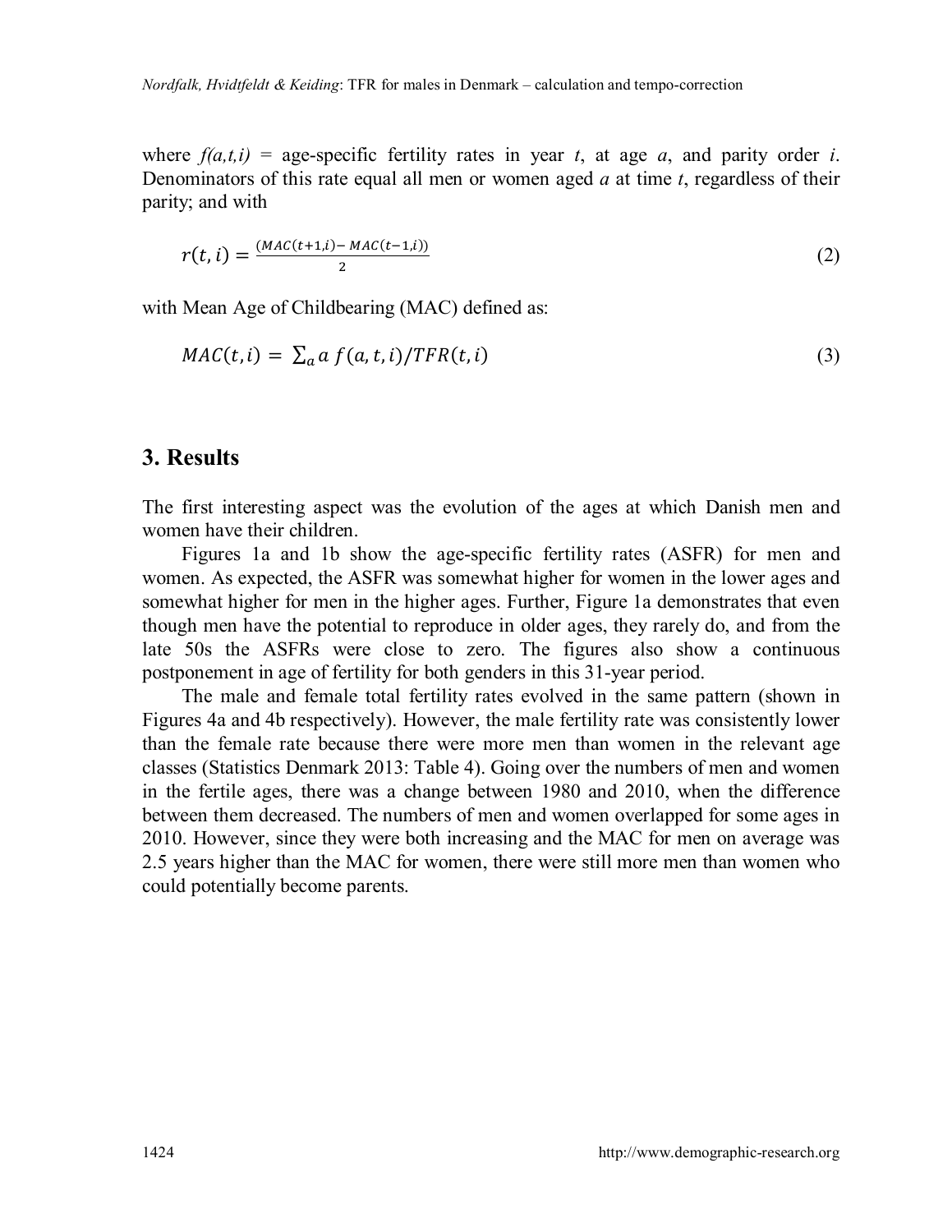where $f(a,t,i)$ = age-specific fertility rates in year $t$, at age $a$, and parity order $i$. Denominators of this rate equal all men or women aged $a$ at time $t$, regardless of their parity; and with

$$r(t,i) = \frac{(MAC(t+1,i) - MAC(t-1,i))}{2} \tag{2}$$

with Mean Age of Childbearing (MAC) defined as:

$$MAC(t,i) = \sum_a a\, f(a,t,i)/TFR(t,i) \tag{3}$$

## 3. Results

The first interesting aspect was the evolution of the ages at which Danish men and women have their children.

Figures 1a and 1b show the age-specific fertility rates (ASFR) for men and women. As expected, the ASFR was somewhat higher for women in the lower ages and somewhat higher for men in the higher ages. Further, Figure 1a demonstrates that even though men have the potential to reproduce in older ages, they rarely do, and from the late 50s the ASFRs were close to zero. The figures also show a continuous postponement in age of fertility for both genders in this 31-year period.

The male and female total fertility rates evolved in the same pattern (shown in Figures 4a and 4b respectively). However, the male fertility rate was consistently lower than the female rate because there were more men than women in the relevant age classes (Statistics Denmark 2013: Table 4). Going over the numbers of men and women in the fertile ages, there was a change between 1980 and 2010, when the difference between them decreased. The numbers of men and women overlapped for some ages in 2010. However, since they were both increasing and the MAC for men on average was 2.5 years higher than the MAC for women, there were still more men than women who could potentially become parents.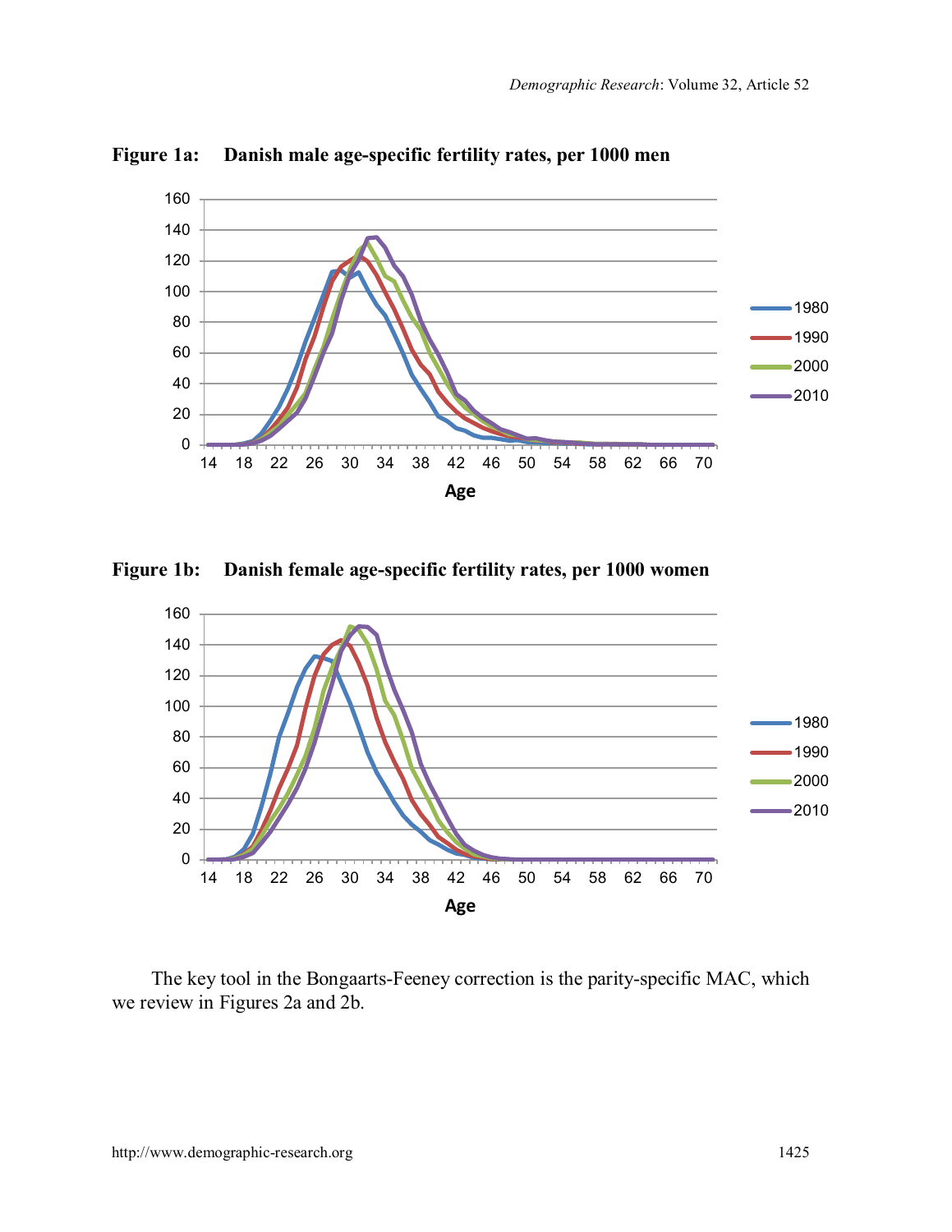**Figure 1a: Danish male age-specific fertility rates, per 1000 men**

**Figure 1b: Danish female age-specific fertility rates, per 1000 women**

The key tool in the Bongaarts-Feeney correction is the parity-specific MAC, which we review in Figures 2a and 2b.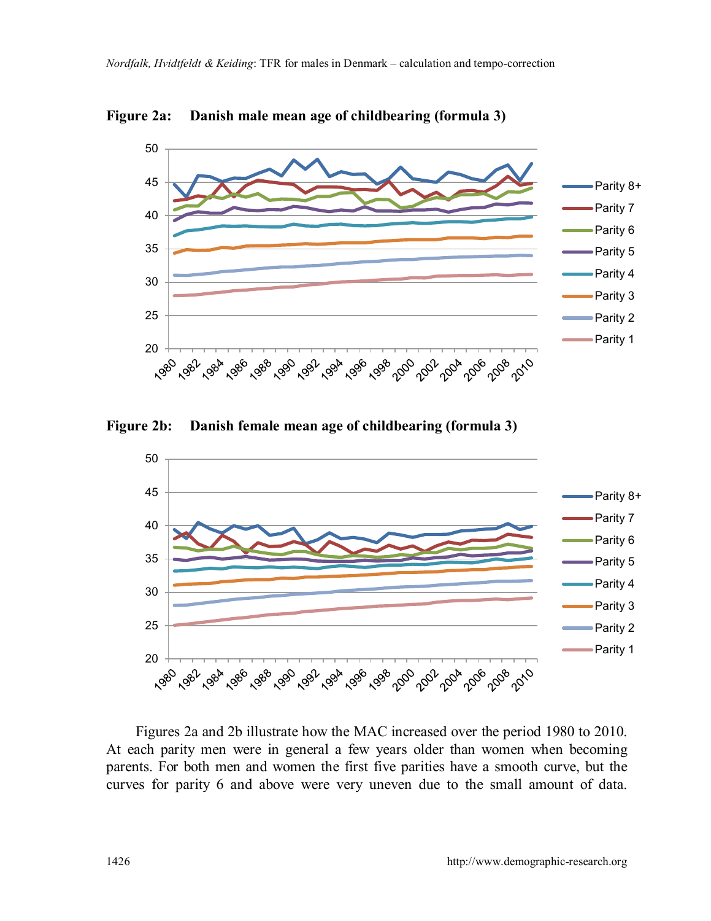**Figure 2a: Danish male mean age of childbearing (formula 3)**

**Figure 2b: Danish female mean age of childbearing (formula 3)**

Figures 2a and 2b illustrate how the MAC increased over the period 1980 to 2010. At each parity men were in general a few years older than women when becoming parents. For both men and women the first five parities have a smooth curve, but the curves for parity 6 and above were very uneven due to the small amount of data.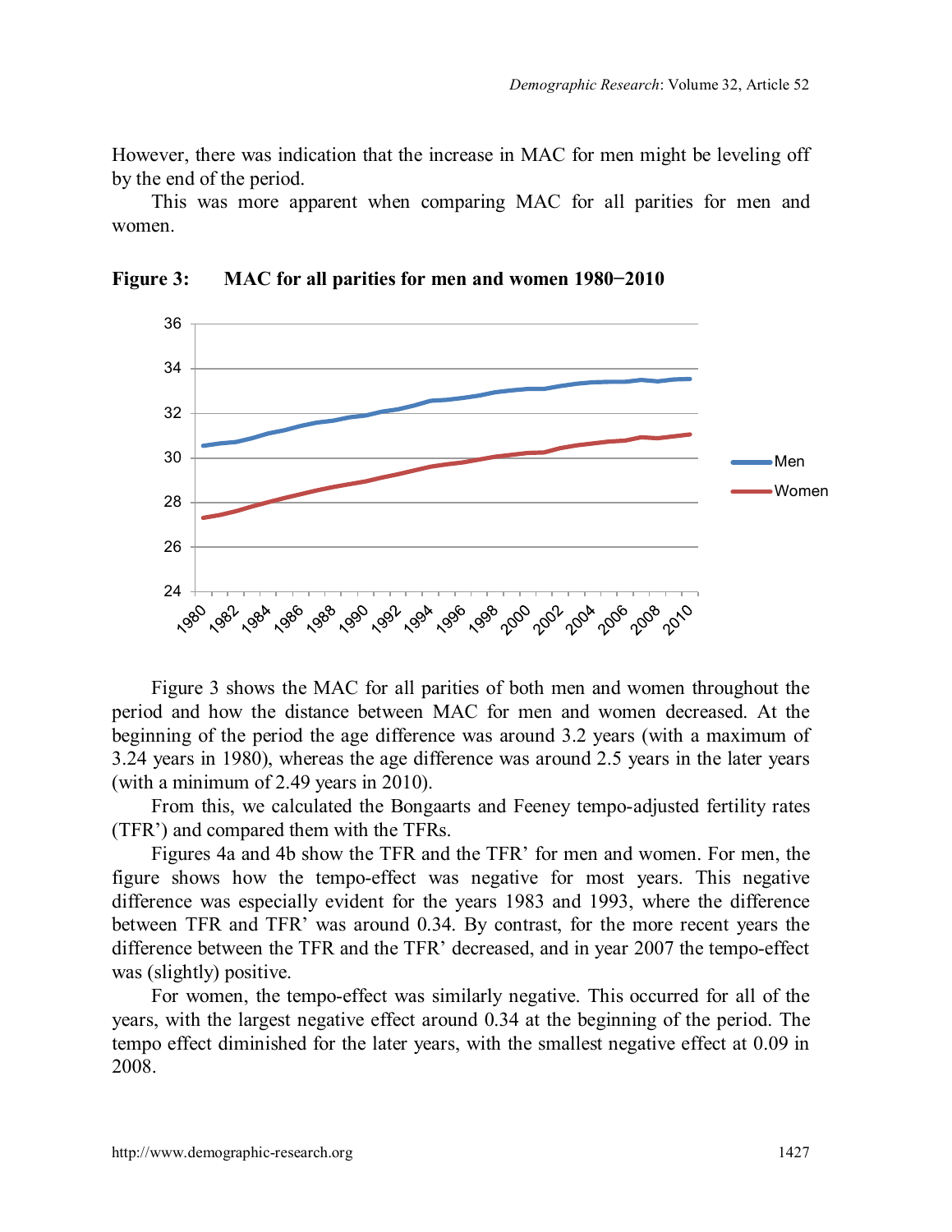However, there was indication that the increase in MAC for men might be leveling off by the end of the period.

This was more apparent when comparing MAC for all parities for men and women.

**Figure 3: MAC for all parities for men and women 1980−2010**

Figure 3 shows the MAC for all parities of both men and women throughout the period and how the distance between MAC for men and women decreased. At the beginning of the period the age difference was around 3.2 years (with a maximum of 3.24 years in 1980), whereas the age difference was around 2.5 years in the later years (with a minimum of 2.49 years in 2010).

From this, we calculated the Bongaarts and Feeney tempo-adjusted fertility rates (TFR') and compared them with the TFRs.

Figures 4a and 4b show the TFR and the TFR' for men and women. For men, the figure shows how the tempo-effect was negative for most years. This negative difference was especially evident for the years 1983 and 1993, where the difference between TFR and TFR' was around 0.34. By contrast, for the more recent years the difference between the TFR and the TFR' decreased, and in year 2007 the tempo-effect was (slightly) positive.

For women, the tempo-effect was similarly negative. This occurred for all of the years, with the largest negative effect around 0.34 at the beginning of the period. The tempo effect diminished for the later years, with the smallest negative effect at 0.09 in 2008.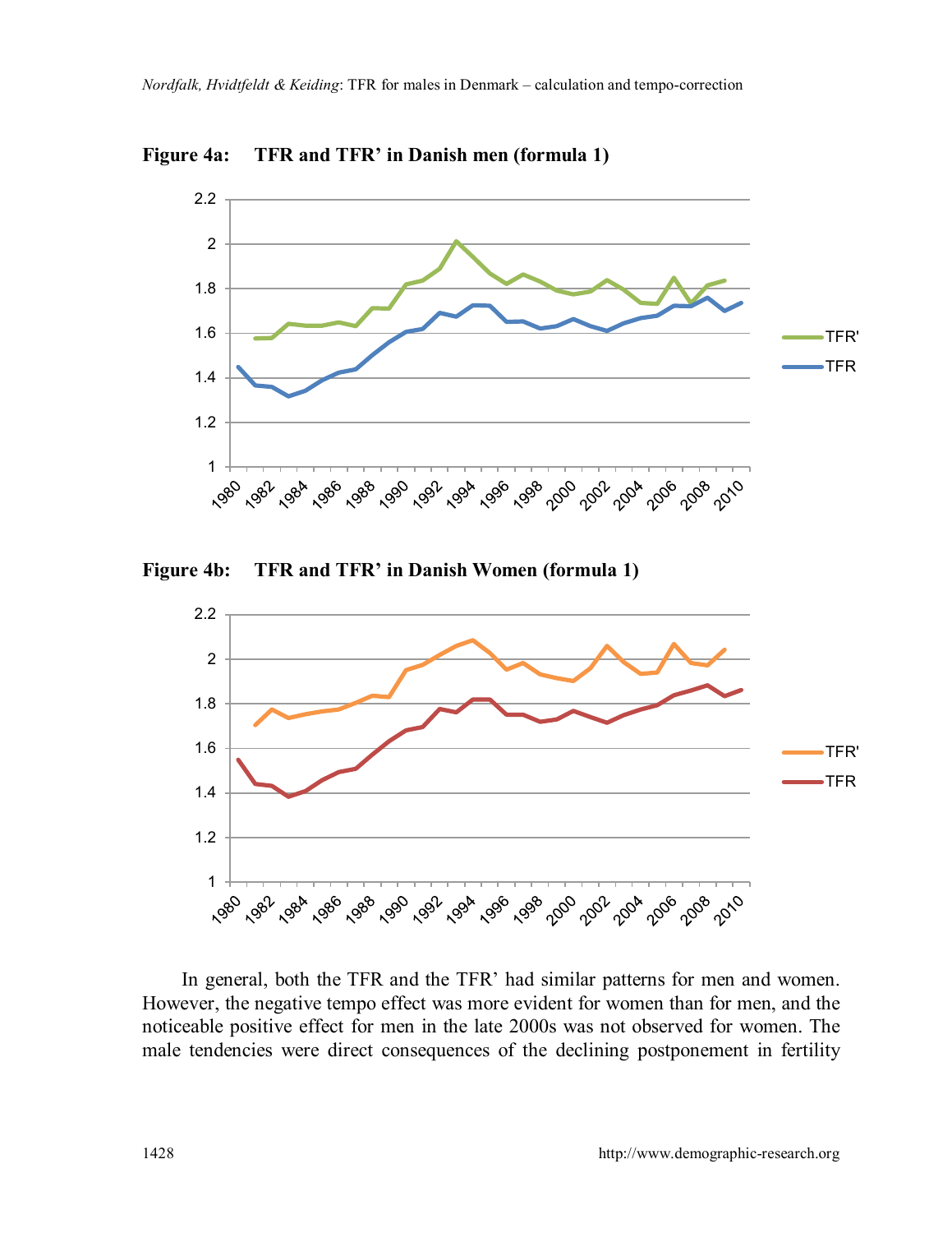**Figure 4a: TFR and TFR' in Danish men (formula 1)**

**Figure 4b: TFR and TFR' in Danish Women (formula 1)**

In general, both the TFR and the TFR' had similar patterns for men and women. However, the negative tempo effect was more evident for women than for men, and the noticeable positive effect for men in the late 2000s was not observed for women. The male tendencies were direct consequences of the declining postponement in fertility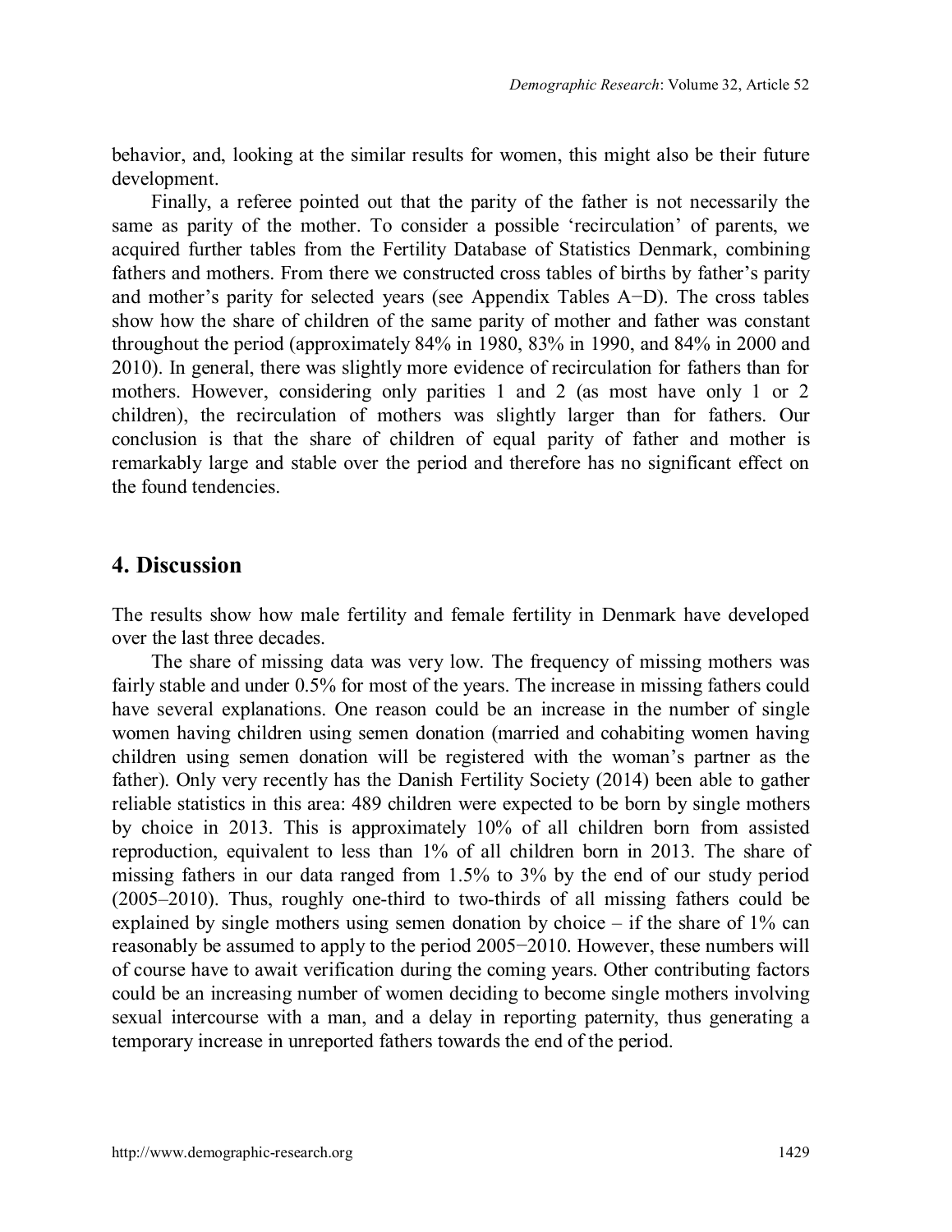behavior, and, looking at the similar results for women, this might also be their future development.

Finally, a referee pointed out that the parity of the father is not necessarily the same as parity of the mother. To consider a possible 'recirculation' of parents, we acquired further tables from the Fertility Database of Statistics Denmark, combining fathers and mothers. From there we constructed cross tables of births by father's parity and mother's parity for selected years (see Appendix Tables A−D). The cross tables show how the share of children of the same parity of mother and father was constant throughout the period (approximately 84% in 1980, 83% in 1990, and 84% in 2000 and 2010). In general, there was slightly more evidence of recirculation for fathers than for mothers. However, considering only parities 1 and 2 (as most have only 1 or 2 children), the recirculation of mothers was slightly larger than for fathers. Our conclusion is that the share of children of equal parity of father and mother is remarkably large and stable over the period and therefore has no significant effect on the found tendencies.

## 4. Discussion

The results show how male fertility and female fertility in Denmark have developed over the last three decades.

The share of missing data was very low. The frequency of missing mothers was fairly stable and under 0.5% for most of the years. The increase in missing fathers could have several explanations. One reason could be an increase in the number of single women having children using semen donation (married and cohabiting women having children using semen donation will be registered with the woman's partner as the father). Only very recently has the Danish Fertility Society (2014) been able to gather reliable statistics in this area: 489 children were expected to be born by single mothers by choice in 2013. This is approximately 10% of all children born from assisted reproduction, equivalent to less than 1% of all children born in 2013. The share of missing fathers in our data ranged from 1.5% to 3% by the end of our study period (2005–2010). Thus, roughly one-third to two-thirds of all missing fathers could be explained by single mothers using semen donation by choice – if the share of 1% can reasonably be assumed to apply to the period 2005−2010. However, these numbers will of course have to await verification during the coming years. Other contributing factors could be an increasing number of women deciding to become single mothers involving sexual intercourse with a man, and a delay in reporting paternity, thus generating a temporary increase in unreported fathers towards the end of the period.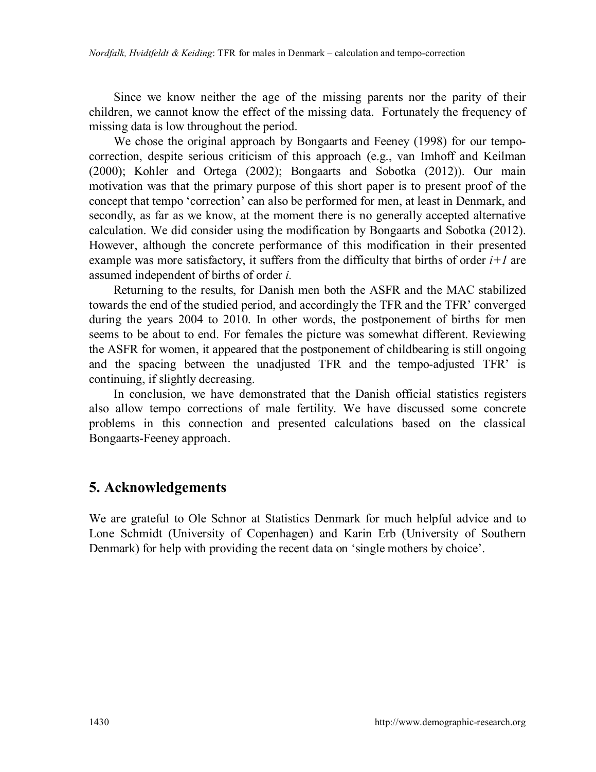Since we know neither the age of the missing parents nor the parity of their children, we cannot know the effect of the missing data. Fortunately the frequency of missing data is low throughout the period.

We chose the original approach by Bongaarts and Feeney (1998) for our tempo-correction, despite serious criticism of this approach (e.g., van Imhoff and Keilman (2000); Kohler and Ortega (2002); Bongaarts and Sobotka (2012)). Our main motivation was that the primary purpose of this short paper is to present proof of the concept that tempo 'correction' can also be performed for men, at least in Denmark, and secondly, as far as we know, at the moment there is no generally accepted alternative calculation. We did consider using the modification by Bongaarts and Sobotka (2012). However, although the concrete performance of this modification in their presented example was more satisfactory, it suffers from the difficulty that births of order $i+1$ are assumed independent of births of order $i$.

Returning to the results, for Danish men both the ASFR and the MAC stabilized towards the end of the studied period, and accordingly the TFR and the TFR' converged during the years 2004 to 2010. In other words, the postponement of births for men seems to be about to end. For females the picture was somewhat different. Reviewing the ASFR for women, it appeared that the postponement of childbearing is still ongoing and the spacing between the unadjusted TFR and the tempo-adjusted TFR' is continuing, if slightly decreasing.

In conclusion, we have demonstrated that the Danish official statistics registers also allow tempo corrections of male fertility. We have discussed some concrete problems in this connection and presented calculations based on the classical Bongaarts-Feeney approach.

## 5. Acknowledgements

We are grateful to Ole Schnor at Statistics Denmark for much helpful advice and to Lone Schmidt (University of Copenhagen) and Karin Erb (University of Southern Denmark) for help with providing the recent data on 'single mothers by choice'.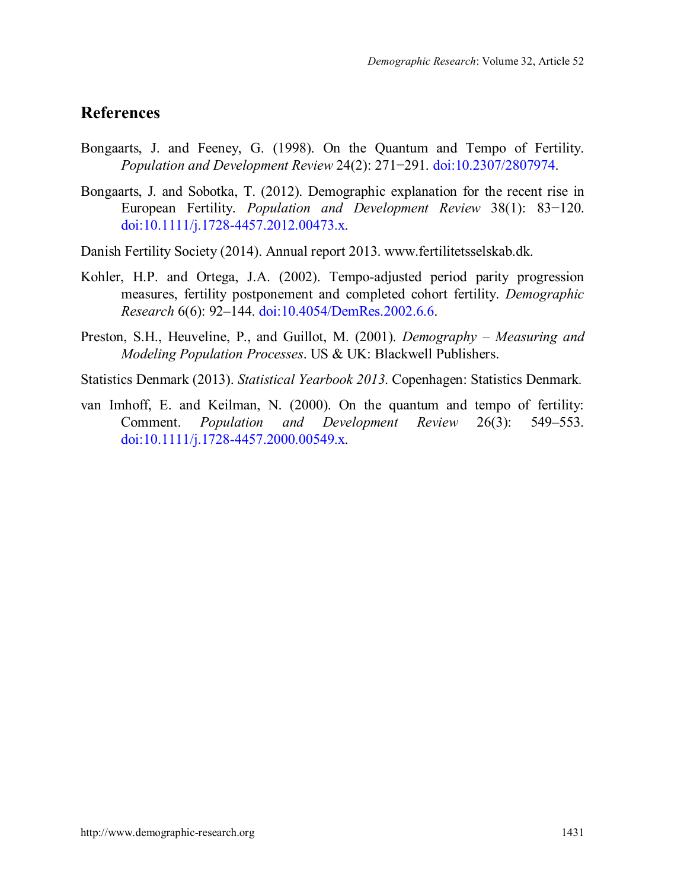## References

Bongaarts, J. and Feeney, G. (1998). On the Quantum and Tempo of Fertility. *Population and Development Review* 24(2): 271−291. doi:10.2307/2807974.

Bongaarts, J. and Sobotka, T. (2012). Demographic explanation for the recent rise in European Fertility. *Population and Development Review* 38(1): 83−120. doi:10.1111/j.1728-4457.2012.00473.x.

Danish Fertility Society (2014). Annual report 2013. www.fertilitetsselskab.dk.

Kohler, H.P. and Ortega, J.A. (2002). Tempo-adjusted period parity progression measures, fertility postponement and completed cohort fertility. *Demographic Research* 6(6): 92–144. doi:10.4054/DemRes.2002.6.6.

Preston, S.H., Heuveline, P., and Guillot, M. (2001). *Demography – Measuring and Modeling Population Processes*. US & UK: Blackwell Publishers.

Statistics Denmark (2013). *Statistical Yearbook 2013*. Copenhagen: Statistics Denmark.

van Imhoff, E. and Keilman, N. (2000). On the quantum and tempo of fertility: Comment. *Population and Development Review* 26(3): 549–553. doi:10.1111/j.1728-4457.2000.00549.x.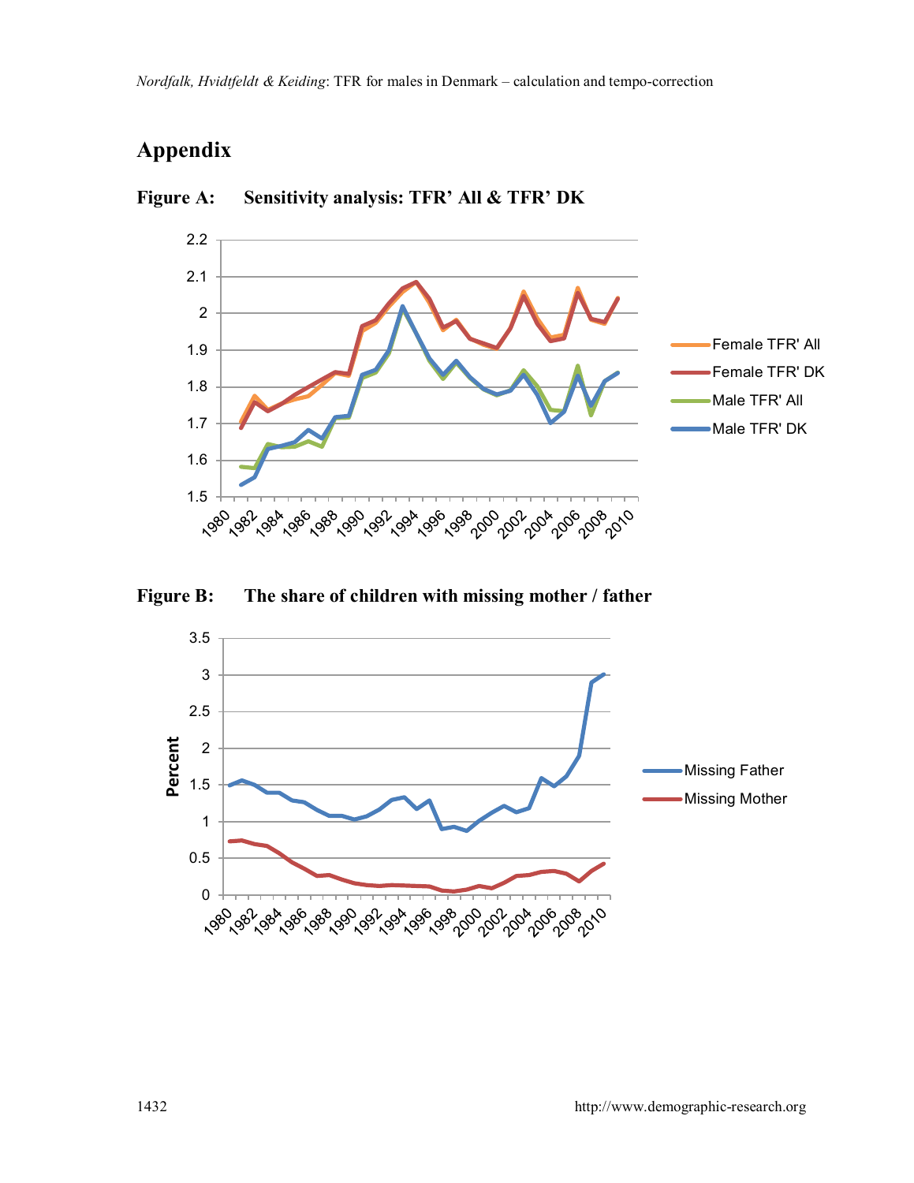## Appendix

**Figure A: Sensitivity analysis: TFR' All & TFR' DK**

**Figure B: The share of children with missing mother / father**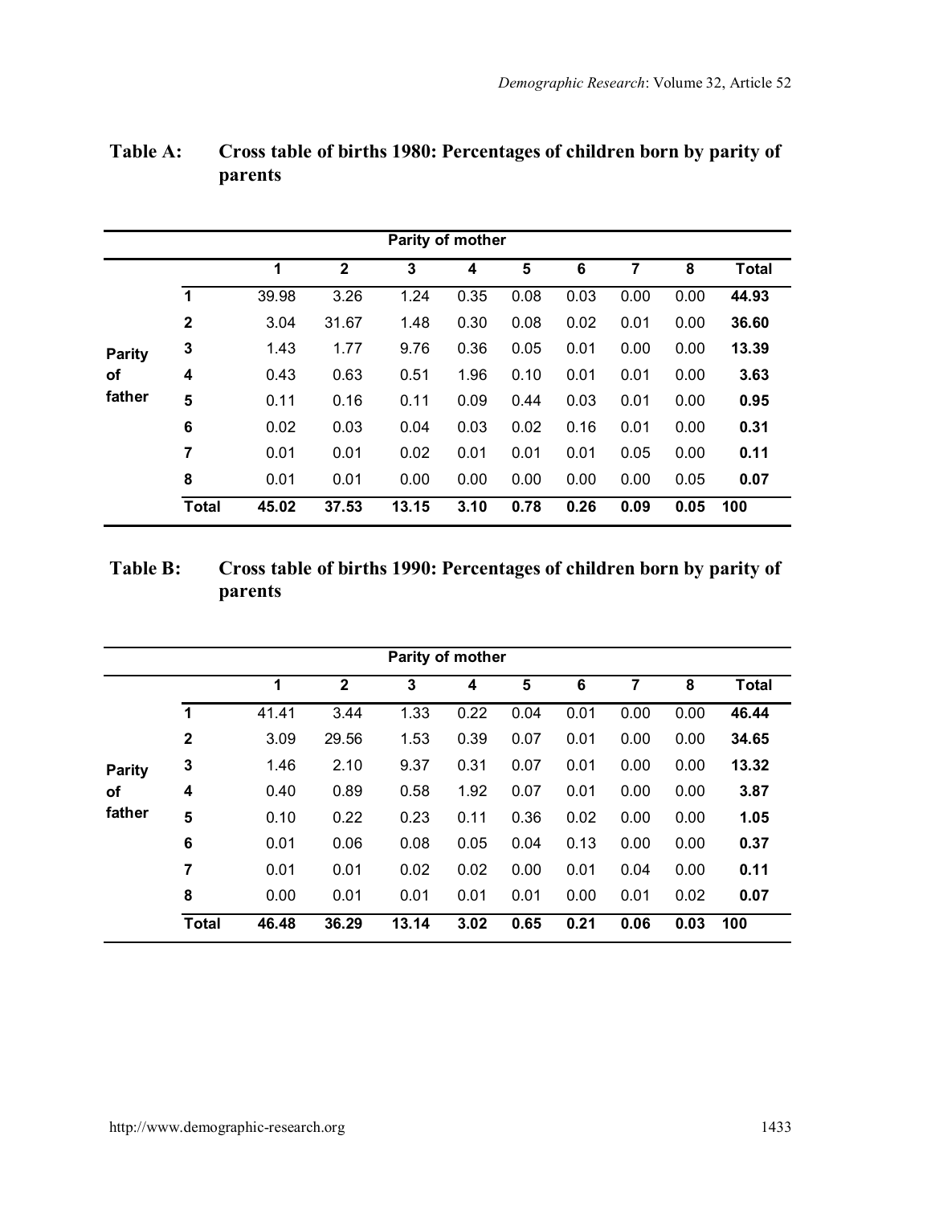**Table A: Cross table of births 1980: Percentages of children born by parity of parents**

| | | Parity of mother | | | | | | | | |
|---|---|---|---|---|---|---|---|---|---|---|
| | | **1** | **2** | **3** | **4** | **5** | **6** | **7** | **8** | **Total** |
| **Parity of father** | **1** | 39.98 | 3.26 | 1.24 | 0.35 | 0.08 | 0.03 | 0.00 | 0.00 | **44.93** |
| | **2** | 3.04 | 31.67 | 1.48 | 0.30 | 0.08 | 0.02 | 0.01 | 0.00 | **36.60** |
| | **3** | 1.43 | 1.77 | 9.76 | 0.36 | 0.05 | 0.01 | 0.00 | 0.00 | **13.39** |
| | **4** | 0.43 | 0.63 | 0.51 | 1.96 | 0.10 | 0.01 | 0.01 | 0.00 | **3.63** |
| | **5** | 0.11 | 0.16 | 0.11 | 0.09 | 0.44 | 0.03 | 0.01 | 0.00 | **0.95** |
| | **6** | 0.02 | 0.03 | 0.04 | 0.03 | 0.02 | 0.16 | 0.01 | 0.00 | **0.31** |
| | **7** | 0.01 | 0.01 | 0.02 | 0.01 | 0.01 | 0.01 | 0.05 | 0.00 | **0.11** |
| | **8** | 0.01 | 0.01 | 0.00 | 0.00 | 0.00 | 0.00 | 0.00 | 0.05 | **0.07** |
| | **Total** | **45.02** | **37.53** | **13.15** | **3.10** | **0.78** | **0.26** | **0.09** | **0.05** | **100** |

**Table B: Cross table of births 1990: Percentages of children born by parity of parents**

| | | Parity of mother | | | | | | | | |
|---|---|---|---|---|---|---|---|---|---|---|
| | | **1** | **2** | **3** | **4** | **5** | **6** | **7** | **8** | **Total** |
| **Parity of father** | **1** | 41.41 | 3.44 | 1.33 | 0.22 | 0.04 | 0.01 | 0.00 | 0.00 | **46.44** |
| | **2** | 3.09 | 29.56 | 1.53 | 0.39 | 0.07 | 0.01 | 0.00 | 0.00 | **34.65** |
| | **3** | 1.46 | 2.10 | 9.37 | 0.31 | 0.07 | 0.01 | 0.00 | 0.00 | **13.32** |
| | **4** | 0.40 | 0.89 | 0.58 | 1.92 | 0.07 | 0.01 | 0.00 | 0.00 | **3.87** |
| | **5** | 0.10 | 0.22 | 0.23 | 0.11 | 0.36 | 0.02 | 0.00 | 0.00 | **1.05** |
| | **6** | 0.01 | 0.06 | 0.08 | 0.05 | 0.04 | 0.13 | 0.00 | 0.00 | **0.37** |
| | **7** | 0.01 | 0.01 | 0.02 | 0.02 | 0.00 | 0.01 | 0.04 | 0.00 | **0.11** |
| | **8** | 0.00 | 0.01 | 0.01 | 0.01 | 0.01 | 0.00 | 0.01 | 0.02 | **0.07** |
| | **Total** | **46.48** | **36.29** | **13.14** | **3.02** | **0.65** | **0.21** | **0.06** | **0.03** | **100** |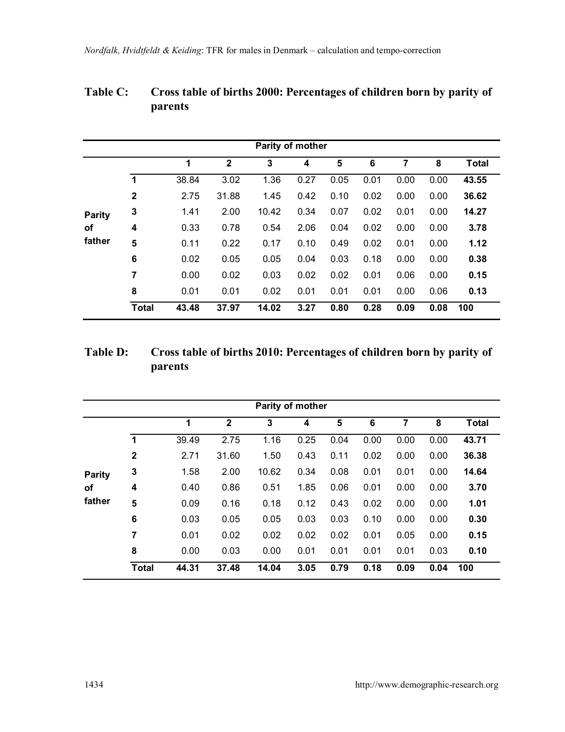**Table C: Cross table of births 2000: Percentages of children born by parity of parents**

| | | Parity of mother | | | | | | | | |
|---|---|---|---|---|---|---|---|---|---|---|
| | | 1 | 2 | 3 | 4 | 5 | 6 | 7 | 8 | Total |
| Parity of father | 1 | 38.84 | 3.02 | 1.36 | 0.27 | 0.05 | 0.01 | 0.00 | 0.00 | **43.55** |
| | 2 | 2.75 | 31.88 | 1.45 | 0.42 | 0.10 | 0.02 | 0.00 | 0.00 | **36.62** |
| | 3 | 1.41 | 2.00 | 10.42 | 0.34 | 0.07 | 0.02 | 0.01 | 0.00 | **14.27** |
| | 4 | 0.33 | 0.78 | 0.54 | 2.06 | 0.04 | 0.02 | 0.00 | 0.00 | **3.78** |
| | 5 | 0.11 | 0.22 | 0.17 | 0.10 | 0.49 | 0.02 | 0.01 | 0.00 | **1.12** |
| | 6 | 0.02 | 0.05 | 0.05 | 0.04 | 0.03 | 0.18 | 0.00 | 0.00 | **0.38** |
| | 7 | 0.00 | 0.02 | 0.03 | 0.02 | 0.02 | 0.01 | 0.06 | 0.00 | **0.15** |
| | 8 | 0.01 | 0.01 | 0.02 | 0.01 | 0.01 | 0.01 | 0.00 | 0.06 | **0.13** |
| | **Total** | **43.48** | **37.97** | **14.02** | **3.27** | **0.80** | **0.28** | **0.09** | **0.08** | **100** |

**Table D: Cross table of births 2010: Percentages of children born by parity of parents**

| | | Parity of mother | | | | | | | | |
|---|---|---|---|---|---|---|---|---|---|---|
| | | 1 | 2 | 3 | 4 | 5 | 6 | 7 | 8 | Total |
| Parity of father | 1 | 39.49 | 2.75 | 1.16 | 0.25 | 0.04 | 0.00 | 0.00 | 0.00 | **43.71** |
| | 2 | 2.71 | 31.60 | 1.50 | 0.43 | 0.11 | 0.02 | 0.00 | 0.00 | **36.38** |
| | 3 | 1.58 | 2.00 | 10.62 | 0.34 | 0.08 | 0.01 | 0.01 | 0.00 | **14.64** |
| | 4 | 0.40 | 0.86 | 0.51 | 1.85 | 0.06 | 0.01 | 0.00 | 0.00 | **3.70** |
| | 5 | 0.09 | 0.16 | 0.18 | 0.12 | 0.43 | 0.02 | 0.00 | 0.00 | **1.01** |
| | 6 | 0.03 | 0.05 | 0.05 | 0.03 | 0.03 | 0.10 | 0.00 | 0.00 | **0.30** |
| | 7 | 0.01 | 0.02 | 0.02 | 0.02 | 0.02 | 0.01 | 0.05 | 0.00 | **0.15** |
| | 8 | 0.00 | 0.03 | 0.00 | 0.01 | 0.01 | 0.01 | 0.01 | 0.03 | **0.10** |
| | **Total** | **44.31** | **37.48** | **14.04** | **3.05** | **0.79** | **0.18** | **0.09** | **0.04** | **100** |